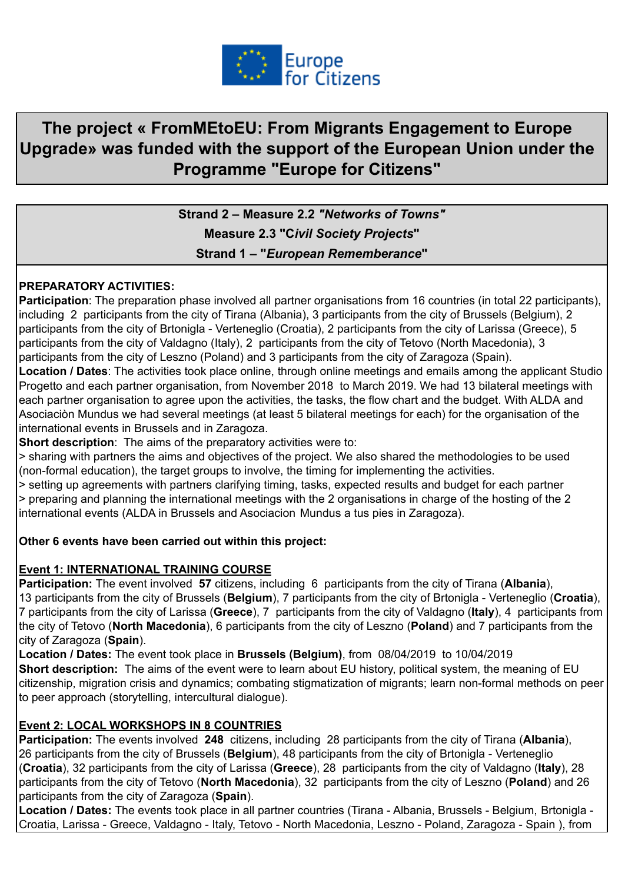# The project « FromMEtoEU: From Migrants Engagement to Europe Upgrade» was funded with the support of the European Union under the Programme "Europe for Citizens"

**Strand 2 – Measure 2.2 *"Networks of Towns"***

**Measure 2.3 "C*ivil Society Projects*"**

**Strand 1 – "*European Rememberance*"**

**PREPARATORY ACTIVITIES:**

**Participation**: The preparation phase involved all partner organisations from 16 countries (in total 22 participants), including 2 participants from the city of Tirana (Albania), 3 participants from the city of Brussels (Belgium), 2 participants from the city of Brtonigla - Verteneglio (Croatia), 2 participants from the city of Larissa (Greece), 5 participants from the city of Valdagno (Italy), 2 participants from the city of Tetovo (North Macedonia), 3 participants from the city of Leszno (Poland) and 3 participants from the city of Zaragoza (Spain).

**Location / Dates**: The activities took place online, through online meetings and emails among the applicant Studio Progetto and each partner organisation, from November 2018 to March 2019. We had 13 bilateral meetings with each partner organisation to agree upon the activities, the tasks, the flow chart and the budget. With ALDA and Asociaciòn Mundus we had several meetings (at least 5 bilateral meetings for each) for the organisation of the international events in Brussels and in Zaragoza.

**Short description**: The aims of the preparatory activities were to:

> sharing with partners the aims and objectives of the project. We also shared the methodologies to be used (non-formal education), the target groups to involve, the timing for implementing the activities.

> setting up agreements with partners clarifying timing, tasks, expected results and budget for each partner

> preparing and planning the international meetings with the 2 organisations in charge of the hosting of the 2 international events (ALDA in Brussels and Asociacion Mundus a tus pies in Zaragoza).

**Other 6 events have been carried out within this project:**

**Event 1: INTERNATIONAL TRAINING COURSE**

**Participation:** The event involved **57** citizens, including 6 participants from the city of Tirana (**Albania**), 13 participants from the city of Brussels (**Belgium**), 7 participants from the city of Brtonigla - Verteneglio (**Croatia**), 7 participants from the city of Larissa (**Greece**), 7 participants from the city of Valdagno (**Italy**), 4 participants from the city of Tetovo (**North Macedonia**), 6 participants from the city of Leszno (**Poland**) and 7 participants from the city of Zaragoza (**Spain**).

**Location / Dates:** The event took place in **Brussels (Belgium)**, from 08/04/2019 to 10/04/2019

**Short description:** The aims of the event were to learn about EU history, political system, the meaning of EU citizenship, migration crisis and dynamics; combating stigmatization of migrants; learn non-formal methods on peer to peer approach (storytelling, intercultural dialogue).

**Event 2: LOCAL WORKSHOPS IN 8 COUNTRIES**

**Participation:** The events involved **248** citizens, including 28 participants from the city of Tirana (**Albania**), 26 participants from the city of Brussels (**Belgium**), 48 participants from the city of Brtonigla - Verteneglio (**Croatia**), 32 participants from the city of Larissa (**Greece**), 28 participants from the city of Valdagno (**Italy**), 28 participants from the city of Tetovo (**North Macedonia**), 32 participants from the city of Leszno (**Poland**) and 26 participants from the city of Zaragoza (**Spain**).

**Location / Dates:** The events took place in all partner countries (Tirana - Albania, Brussels - Belgium, Brtonigla - Croatia, Larissa - Greece, Valdagno - Italy, Tetovo - North Macedonia, Leszno - Poland, Zaragoza - Spain ), from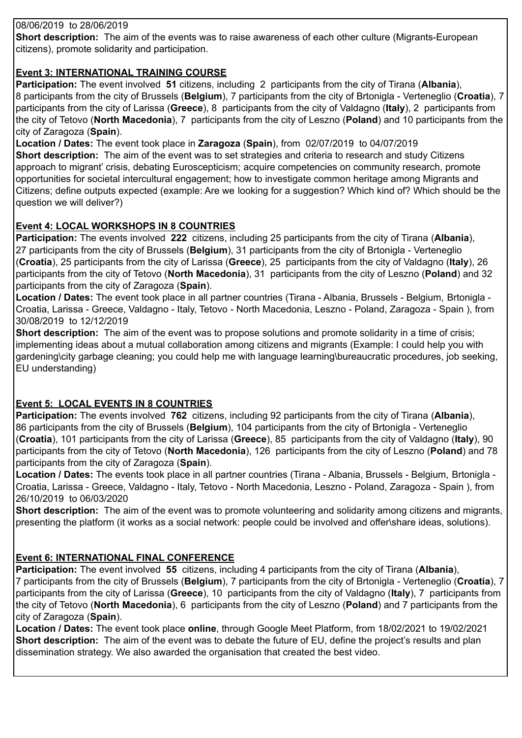08/06/2019 to 28/06/2019

**Short description:** The aim of the events was to raise awareness of each other culture (Migrants-European citizens), promote solidarity and participation.

**Event 3: INTERNATIONAL TRAINING COURSE**

**Participation:** The event involved **51** citizens, including 2 participants from the city of Tirana (**Albania**), 8 participants from the city of Brussels (**Belgium**), 7 participants from the city of Brtonigla - Verteneglio (**Croatia**), 7 participants from the city of Larissa (**Greece**), 8 participants from the city of Valdagno (**Italy**), 2 participants from the city of Tetovo (**North Macedonia**), 7 participants from the city of Leszno (**Poland**) and 10 participants from the city of Zaragoza (**Spain**).

**Location / Dates:** The event took place in **Zaragoza** (**Spain**), from 02/07/2019 to 04/07/2019

**Short description:** The aim of the event was to set strategies and criteria to research and study Citizens approach to migrant' crisis, debating Euroscepticism; acquire competencies on community research, promote opportunities for societal intercultural engagement; how to investigate common heritage among Migrants and Citizens; define outputs expected (example: Are we looking for a suggestion? Which kind of? Which should be the question we will deliver?)

**Event 4: LOCAL WORKSHOPS IN 8 COUNTRIES**

**Participation:** The events involved **222** citizens, including 25 participants from the city of Tirana (**Albania**), 27 participants from the city of Brussels (**Belgium**), 31 participants from the city of Brtonigla - Verteneglio (**Croatia**), 25 participants from the city of Larissa (**Greece**), 25 participants from the city of Valdagno (**Italy**), 26 participants from the city of Tetovo (**North Macedonia**), 31 participants from the city of Leszno (**Poland**) and 32 participants from the city of Zaragoza (**Spain**).

**Location / Dates:** The event took place in all partner countries (Tirana - Albania, Brussels - Belgium, Brtonigla - Croatia, Larissa - Greece, Valdagno - Italy, Tetovo - North Macedonia, Leszno - Poland, Zaragoza - Spain ), from 30/08/2019 to 12/12/2019

**Short description:** The aim of the event was to propose solutions and promote solidarity in a time of crisis; implementing ideas about a mutual collaboration among citizens and migrants (Example: I could help you with gardening\city garbage cleaning; you could help me with language learning\bureaucratic procedures, job seeking, EU understanding)

**Event 5: LOCAL EVENTS IN 8 COUNTRIES**

**Participation:** The events involved **762** citizens, including 92 participants from the city of Tirana (**Albania**), 86 participants from the city of Brussels (**Belgium**), 104 participants from the city of Brtonigla - Verteneglio (**Croatia**), 101 participants from the city of Larissa (**Greece**), 85 participants from the city of Valdagno (**Italy**), 90 participants from the city of Tetovo (**North Macedonia**), 126 participants from the city of Leszno (**Poland**) and 78 participants from the city of Zaragoza (**Spain**).

**Location / Dates:** The events took place in all partner countries (Tirana - Albania, Brussels - Belgium, Brtonigla - Croatia, Larissa - Greece, Valdagno - Italy, Tetovo - North Macedonia, Leszno - Poland, Zaragoza - Spain ), from 26/10/2019 to 06/03/2020

**Short description:** The aim of the event was to promote volunteering and solidarity among citizens and migrants, presenting the platform (it works as a social network: people could be involved and offer\share ideas, solutions).

**Event 6: INTERNATIONAL FINAL CONFERENCE**

**Participation:** The event involved **55** citizens, including 4 participants from the city of Tirana (**Albania**), 7 participants from the city of Brussels (**Belgium**), 7 participants from the city of Brtonigla - Verteneglio (**Croatia**), 7 participants from the city of Larissa (**Greece**), 10 participants from the city of Valdagno (**Italy**), 7 participants from the city of Tetovo (**North Macedonia**), 6 participants from the city of Leszno (**Poland**) and 7 participants from the city of Zaragoza (**Spain**).

**Location / Dates:** The event took place **online**, through Google Meet Platform, from 18/02/2021 to 19/02/2021

**Short description:** The aim of the event was to debate the future of EU, define the project's results and plan dissemination strategy. We also awarded the organisation that created the best video.